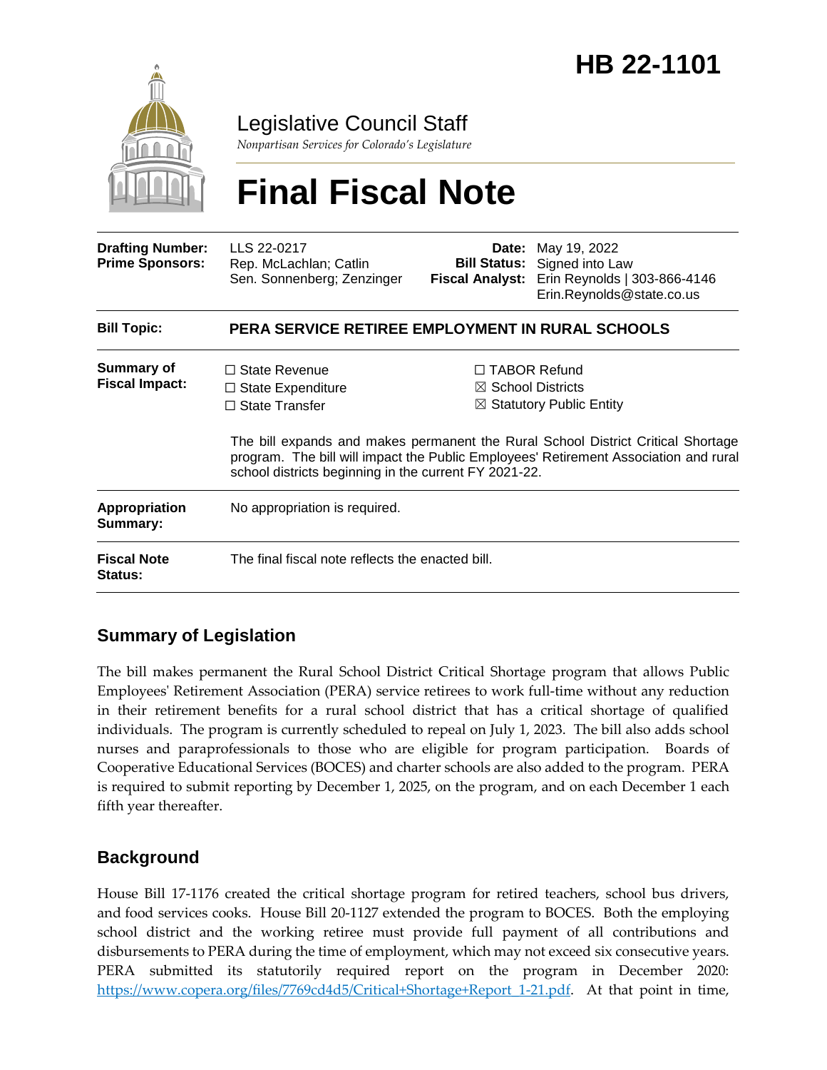# HB 22-1101

Legislative Council Staff

*Nonpartisan Services for Colorado's Legislature*

# Final Fiscal Note

| | | | |
|---|---|---|---|
| **Drafting Number:** | LLS 22-0217 | **Date:** | May 19, 2022 |
| **Prime Sponsors:** | Rep. McLachlan; Catlin<br>Sen. Sonnenberg; Zenzinger | **Bill Status:** | Signed into Law |
| | | **Fiscal Analyst:** | Erin Reynolds \| 303-866-4146<br>Erin.Reynolds@state.co.us |

| | |
|---|---|
| **Bill Topic:** | **PERA SERVICE RETIREE EMPLOYMENT IN RURAL SCHOOLS** |
| **Summary of Fiscal Impact:** | ☐ State Revenue<br>☐ State Expenditure<br>☐ State Transfer<br>☐ TABOR Refund<br>☒ School Districts<br>☒ Statutory Public Entity<br><br>The bill expands and makes permanent the Rural School District Critical Shortage program. The bill will impact the Public Employees' Retirement Association and rural school districts beginning in the current FY 2021-22. |
| **Appropriation Summary:** | No appropriation is required. |
| **Fiscal Note Status:** | The final fiscal note reflects the enacted bill. |

## Summary of Legislation

The bill makes permanent the Rural School District Critical Shortage program that allows Public Employees' Retirement Association (PERA) service retirees to work full-time without any reduction in their retirement benefits for a rural school district that has a critical shortage of qualified individuals. The program is currently scheduled to repeal on July 1, 2023. The bill also adds school nurses and paraprofessionals to those who are eligible for program participation. Boards of Cooperative Educational Services (BOCES) and charter schools are also added to the program. PERA is required to submit reporting by December 1, 2025, on the program, and on each December 1 each fifth year thereafter.

## Background

House Bill 17-1176 created the critical shortage program for retired teachers, school bus drivers, and food services cooks. House Bill 20-1127 extended the program to BOCES. Both the employing school district and the working retiree must provide full payment of all contributions and disbursements to PERA during the time of employment, which may not exceed six consecutive years. PERA submitted its statutorily required report on the program in December 2020: [https://www.copera.org/files/7769cd4d5/Critical+Shortage+Report_1-21.pdf](https://www.copera.org/files/7769cd4d5/Critical+Shortage+Report_1-21.pdf). At that point in time,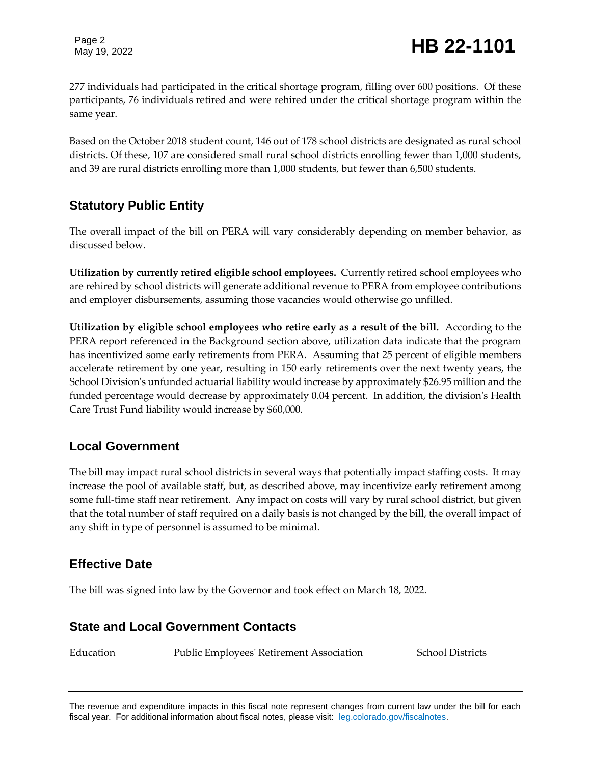277 individuals had participated in the critical shortage program, filling over 600 positions. Of these participants, 76 individuals retired and were rehired under the critical shortage program within the same year.

Based on the October 2018 student count, 146 out of 178 school districts are designated as rural school districts. Of these, 107 are considered small rural school districts enrolling fewer than 1,000 students, and 39 are rural districts enrolling more than 1,000 students, but fewer than 6,500 students.

## Statutory Public Entity

The overall impact of the bill on PERA will vary considerably depending on member behavior, as discussed below.

**Utilization by currently retired eligible school employees.** Currently retired school employees who are rehired by school districts will generate additional revenue to PERA from employee contributions and employer disbursements, assuming those vacancies would otherwise go unfilled.

**Utilization by eligible school employees who retire early as a result of the bill.** According to the PERA report referenced in the Background section above, utilization data indicate that the program has incentivized some early retirements from PERA. Assuming that 25 percent of eligible members accelerate retirement by one year, resulting in 150 early retirements over the next twenty years, the School Division's unfunded actuarial liability would increase by approximately $26.95 million and the funded percentage would decrease by approximately 0.04 percent. In addition, the division's Health Care Trust Fund liability would increase by $60,000.

## Local Government

The bill may impact rural school districts in several ways that potentially impact staffing costs. It may increase the pool of available staff, but, as described above, may incentivize early retirement among some full-time staff near retirement. Any impact on costs will vary by rural school district, but given that the total number of staff required on a daily basis is not changed by the bill, the overall impact of any shift in type of personnel is assumed to be minimal.

## Effective Date

The bill was signed into law by the Governor and took effect on March 18, 2022.

## State and Local Government Contacts

| | | |
|---|---|---|
| Education | Public Employees' Retirement Association | School Districts |

The revenue and expenditure impacts in this fiscal note represent changes from current law under the bill for each fiscal year. For additional information about fiscal notes, please visit: leg.colorado.gov/fiscalnotes.